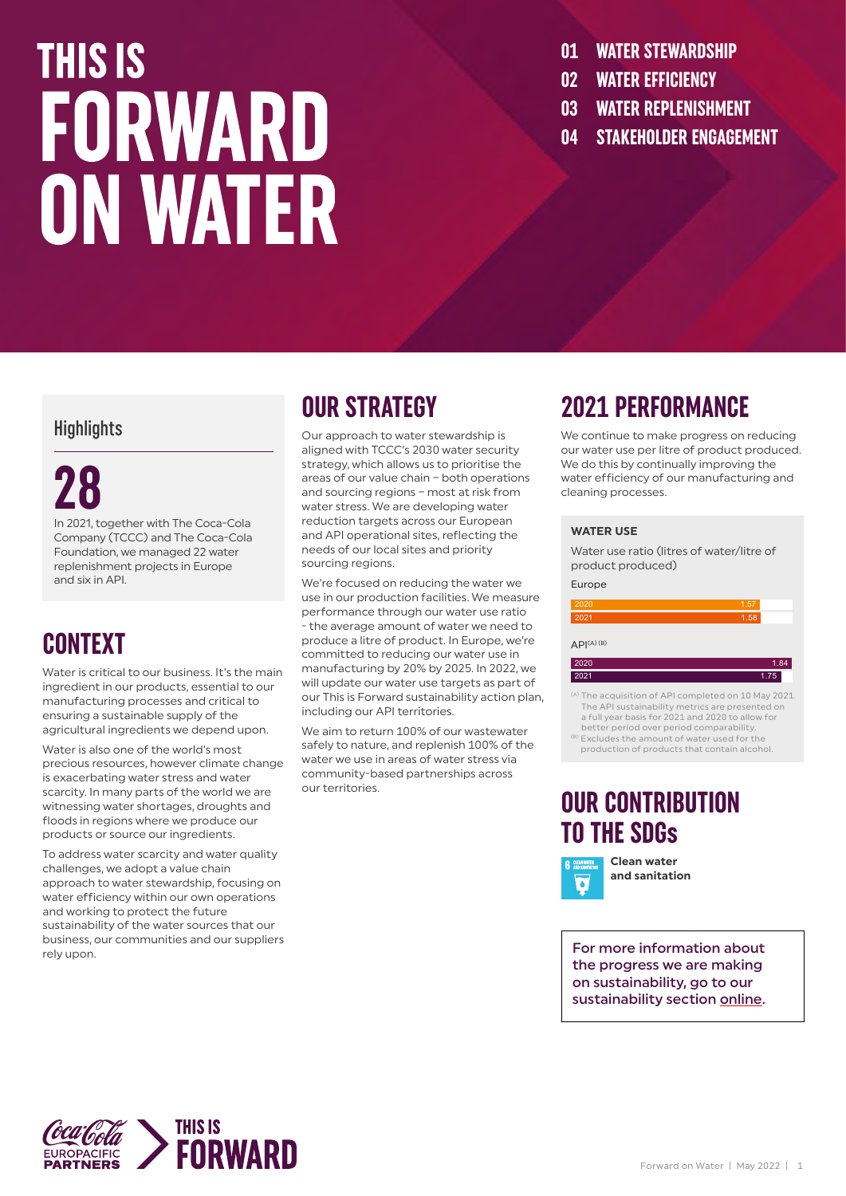# THIS IS FORWARD ON WATER

01 WATER STEWARDSHIP
02 WATER EFFICIENCY
03 WATER REPLENISHMENT
04 STAKEHOLDER ENGAGEMENT

## Highlights

**28**

In 2021, together with The Coca-Cola Company (TCCC) and The Coca-Cola Foundation, we managed 22 water replenishment projects in Europe and six in API.

## CONTEXT

Water is critical to our business. It's the main ingredient in our products, essential to our manufacturing processes and critical to ensuring a sustainable supply of the agricultural ingredients we depend upon.

Water is also one of the world's most precious resources, however climate change is exacerbating water stress and water scarcity. In many parts of the world we are witnessing water shortages, droughts and floods in regions where we produce our products or source our ingredients.

To address water scarcity and water quality challenges, we adopt a value chain approach to water stewardship, focusing on water efficiency within our own operations and working to protect the future sustainability of the water sources that our business, our communities and our suppliers rely upon.

## OUR STRATEGY

Our approach to water stewardship is aligned with TCCC's 2030 water security strategy, which allows us to prioritise the areas of our value chain – both operations and sourcing regions – most at risk from water stress. We are developing water reduction targets across our European and API operational sites, reflecting the needs of our local sites and priority sourcing regions.

We're focused on reducing the water we use in our production facilities. We measure performance through our water use ratio - the average amount of water we need to produce a litre of product. In Europe, we're committed to reducing our water use in manufacturing by 20% by 2025. In 2022, we will update our water use targets as part of our This is Forward sustainability action plan, including our API territories.

We aim to return 100% of our wastewater safely to nature, and replenish 100% of the water we use in areas of water stress via community-based partnerships across our territories.

## 2021 PERFORMANCE

We continue to make progress on reducing our water use per litre of product produced. We do this by continually improving the water efficiency of our manufacturing and cleaning processes.

**WATER USE**

Water use ratio (litres of water/litre of product produced)

Europe

| Year | Value |
|---|---|
| 2020 | 1.57 |
| 2021 | 1.58 |

API[(A) (B)]

| Year | Value |
|---|---|
| 2020 | 1.84 |
| 2021 | 1.75 |

(A) The acquisition of API completed on 10 May 2021. The API sustainability metrics are presented on a full year basis for 2021 and 2020 to allow for better period over period comparability.
(B) Excludes the amount of water used for the production of products that contain alcohol.

## OUR CONTRIBUTION TO THE SDGs

**Clean water and sanitation**

For more information about the progress we are making on sustainability, go to our sustainability section online.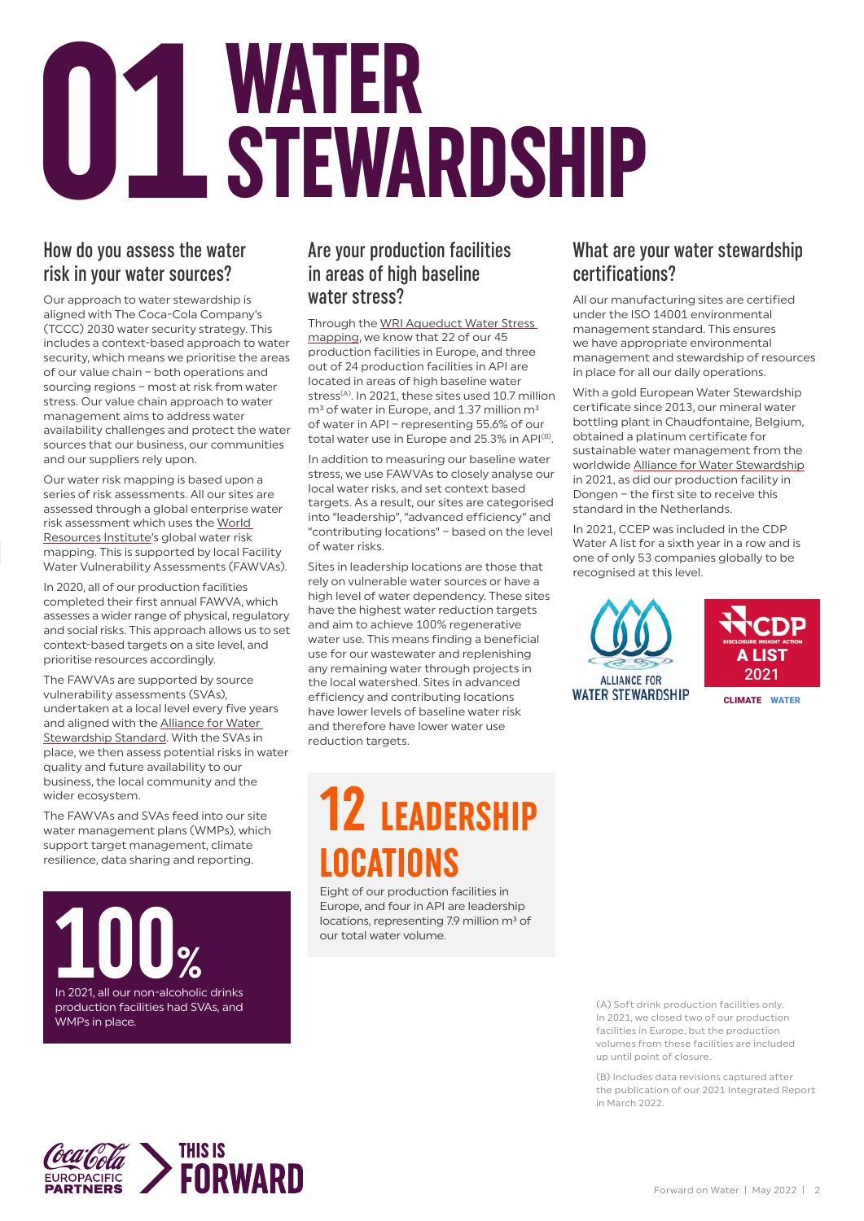# 01 WATER STEWARDSHIP

## How do you assess the water risk in your water sources?

Our approach to water stewardship is aligned with The Coca-Cola Company's (TCCC) 2030 water security strategy. This includes a context-based approach to water security, which means we prioritise the areas of our value chain – both operations and sourcing regions – most at risk from water stress. Our value chain approach to water management aims to address water availability challenges and protect the water sources that our business, our communities and our suppliers rely upon.

Our water risk mapping is based upon a series of risk assessments. All our sites are assessed through a global enterprise water risk assessment which uses the World Resources Institute's global water risk mapping. This is supported by local Facility Water Vulnerability Assessments (FAWVAs).

In 2020, all of our production facilities completed their first annual FAWVA, which assesses a wider range of physical, regulatory and social risks. This approach allows us to set context-based targets on a site level, and prioritise resources accordingly.

The FAWVAs are supported by source vulnerability assessments (SVAs), undertaken at a local level every five years and aligned with the Alliance for Water Stewardship Standard. With the SVAs in place, we then assess potential risks in water quality and future availability to our business, the local community and the wider ecosystem.

The FAWVAs and SVAs feed into our site water management plans (WMPs), which support target management, climate resilience, data sharing and reporting.

**100%**

In 2021, all our non-alcoholic drinks production facilities had SVAs, and WMPs in place.

## Are your production facilities in areas of high baseline water stress?

Through the WRI Aqueduct Water Stress mapping, we know that 22 of our 45 production facilities in Europe, and three out of 24 production facilities in API are located in areas of high baseline water stress[(A)]. In 2021, these sites used 10.7 million m³ of water in Europe, and 1.37 million m³ of water in API – representing 55.6% of our total water use in Europe and 25.3% in API[(B)].

In addition to measuring our baseline water stress, we use FAWVAs to closely analyse our local water risks, and set context based targets. As a result, our sites are categorised into "leadership", "advanced efficiency" and "contributing locations" – based on the level of water risks.

Sites in leadership locations are those that rely on vulnerable water sources or have a high level of water dependency. These sites have the highest water reduction targets and aim to achieve 100% regenerative water use. This means finding a beneficial use for our wastewater and replenishing any remaining water through projects in the local watershed. Sites in advanced efficiency and contributing locations have lower levels of baseline water risk and therefore have lower water use reduction targets.

**12 LEADERSHIP LOCATIONS**

Eight of our production facilities in Europe, and four in API are leadership locations, representing 7.9 million m³ of our total water volume.

## What are your water stewardship certifications?

All our manufacturing sites are certified under the ISO 14001 environmental management standard. This ensures we have appropriate environmental management and stewardship of resources in place for all our daily operations.

With a gold European Water Stewardship certificate since 2013, our mineral water bottling plant in Chaudfontaine, Belgium, obtained a platinum certificate for sustainable water management from the worldwide Alliance for Water Stewardship in 2021, as did our production facility in Dongen – the first site to receive this standard in the Netherlands.

In 2021, CCEP was included in the CDP Water A list for a sixth year in a row and is one of only 53 companies globally to be recognised at this level.

ALLIANCE FOR WATER STEWARDSHIP

CDP DISCLOSURE INSIGHT ACTION A LIST 2021 CLIMATE WATER

(A) Soft drink production facilities only. In 2021, we closed two of our production facilities in Europe, but the production volumes from these facilities are included up until point of closure.

(B) Includes data revisions captured after the publication of our 2021 Integrated Report in March 2022.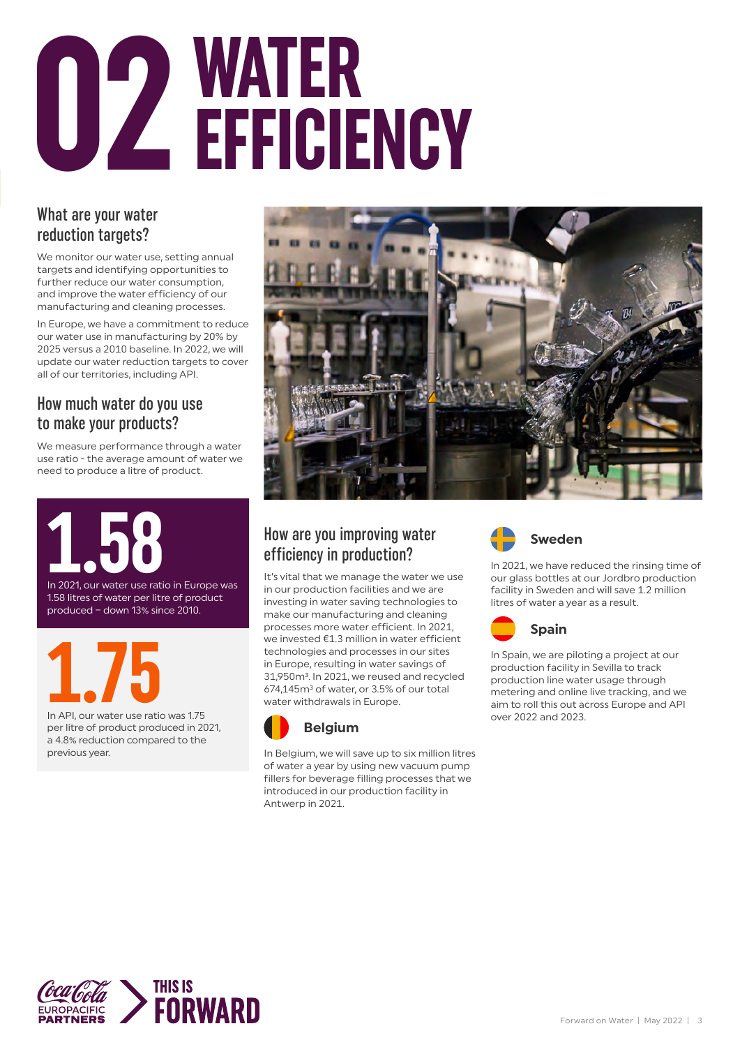# 02 WATER EFFICIENCY

## What are your water reduction targets?

We monitor our water use, setting annual targets and identifying opportunities to further reduce our water consumption, and improve the water efficiency of our manufacturing and cleaning processes.

In Europe, we have a commitment to reduce our water use in manufacturing by 20% by 2025 versus a 2010 baseline. In 2022, we will update our water reduction targets to cover all of our territories, including API.

## How much water do you use to make your products?

We measure performance through a water use ratio - the average amount of water we need to produce a litre of product.

**1.58**

In 2021, our water use ratio in Europe was 1.58 litres of water per litre of product produced – down 13% since 2010.

**1.75**

In API, our water use ratio was 1.75 per litre of product produced in 2021, a 4.8% reduction compared to the previous year.

## How are you improving water efficiency in production?

It's vital that we manage the water we use in our production facilities and we are investing in water saving technologies to make our manufacturing and cleaning processes more water efficient. In 2021, we invested €1.3 million in water efficient technologies and processes in our sites in Europe, resulting in water savings of 31,950m$^3$. In 2021, we reused and recycled 674,145m$^3$ of water, or 3.5% of our total water withdrawals in Europe.

### Belgium

In Belgium, we will save up to six million litres of water a year by using new vacuum pump fillers for beverage filling processes that we introduced in our production facility in Antwerp in 2021.

### Sweden

In 2021, we have reduced the rinsing time of our glass bottles at our Jordbro production facility in Sweden and will save 1.2 million litres of water a year as a result.

### Spain

In Spain, we are piloting a project at our production facility in Sevilla to track production line water usage through metering and online live tracking, and we aim to roll this out across Europe and API over 2022 and 2023.

Coca-Cola EUROPACIFIC PARTNERS — THIS IS FORWARD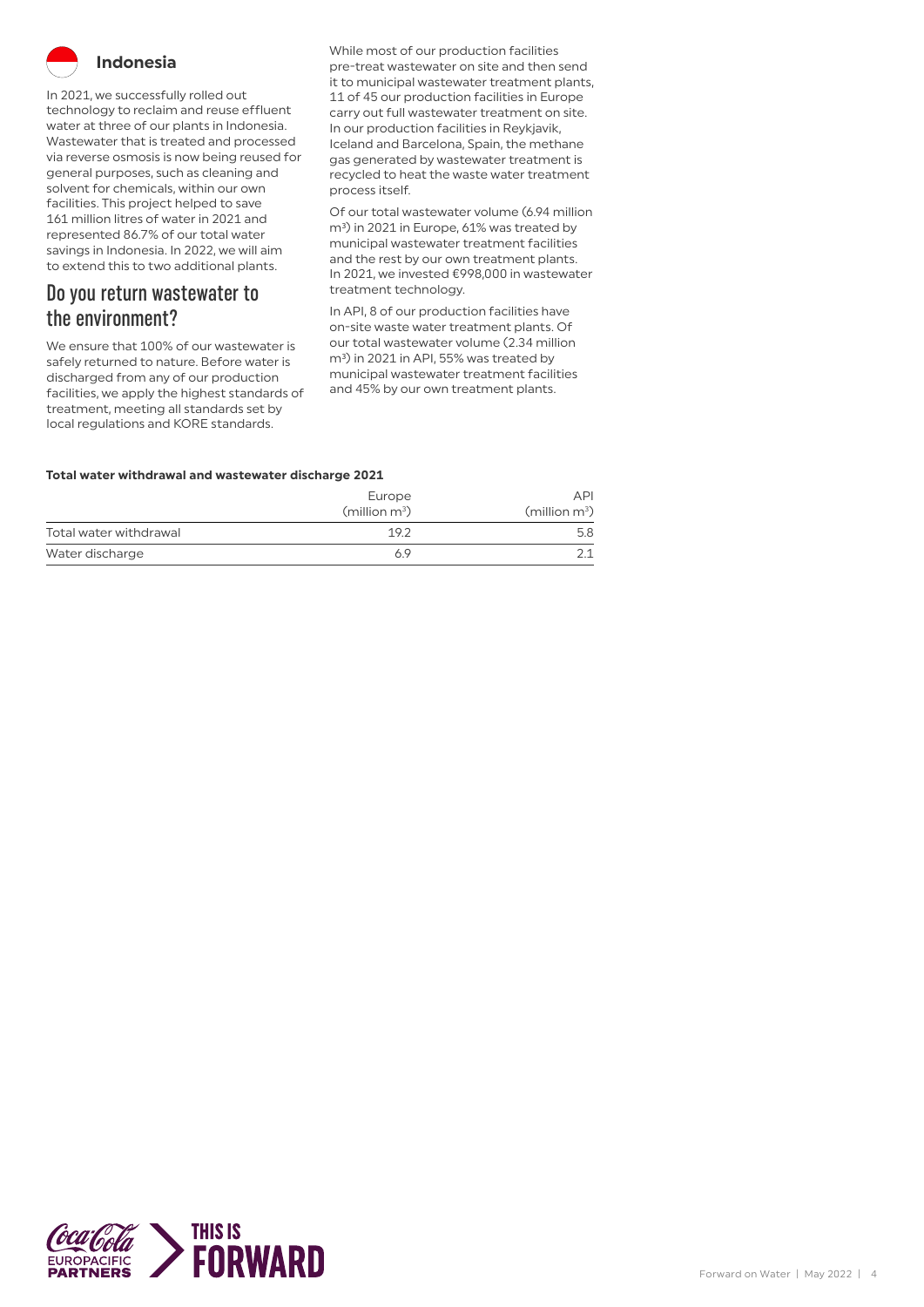### Indonesia

In 2021, we successfully rolled out technology to reclaim and reuse effluent water at three of our plants in Indonesia. Wastewater that is treated and processed via reverse osmosis is now being reused for general purposes, such as cleaning and solvent for chemicals, within our own facilities. This project helped to save 161 million litres of water in 2021 and represented 86.7% of our total water savings in Indonesia. In 2022, we will aim to extend this to two additional plants.

## Do you return wastewater to the environment?

We ensure that 100% of our wastewater is safely returned to nature. Before water is discharged from any of our production facilities, we apply the highest standards of treatment, meeting all standards set by local regulations and KORE standards.

While most of our production facilities pre-treat wastewater on site and then send it to municipal wastewater treatment plants, 11 of 45 our production facilities in Europe carry out full wastewater treatment on site. In our production facilities in Reykjavik, Iceland and Barcelona, Spain, the methane gas generated by wastewater treatment is recycled to heat the waste water treatment process itself.

Of our total wastewater volume (6.94 million $m^3$) in 2021 in Europe, 61% was treated by municipal wastewater treatment facilities and the rest by our own treatment plants. In 2021, we invested €998,000 in wastewater treatment technology.

In API, 8 of our production facilities have on-site waste water treatment plants. Of our total wastewater volume (2.34 million $m^3$) in 2021 in API, 55% was treated by municipal wastewater treatment facilities and 45% by our own treatment plants.

**Total water withdrawal and wastewater discharge 2021**

| | Europe (million $m^3$) | API (million $m^3$) |
|---|---|---|
| Total water withdrawal | 19.2 | 5.8 |
| Water discharge | 6.9 | 2.1 |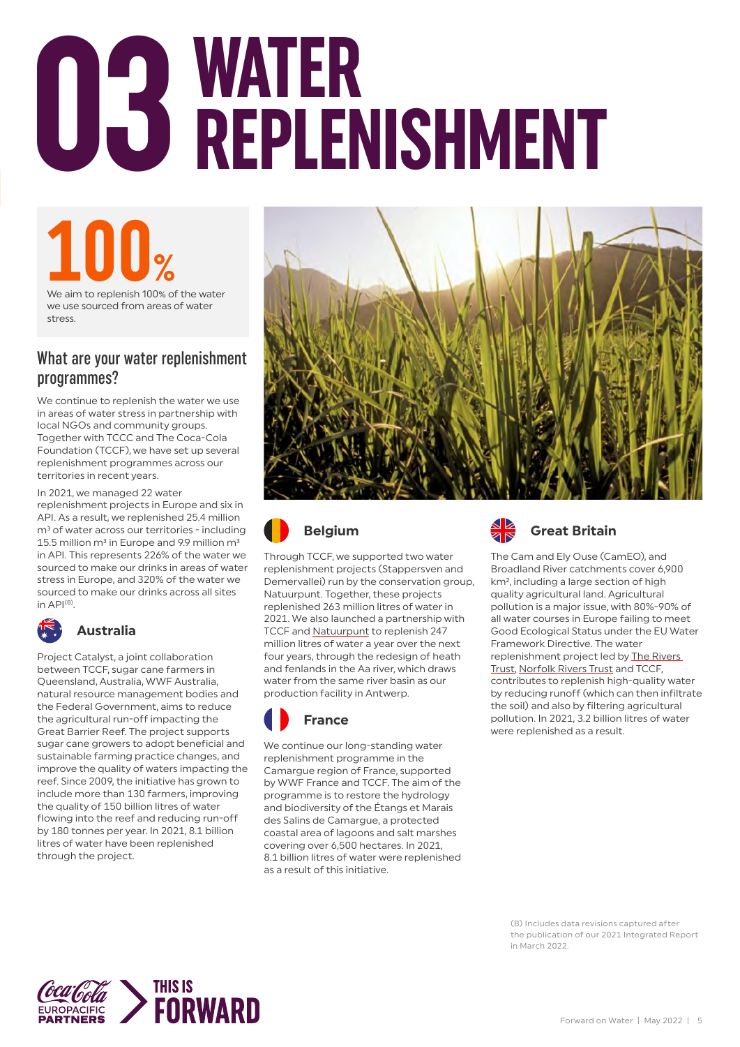# 03 WATER REPLENISHMENT

**100%**

We aim to replenish 100% of the water we use sourced from areas of water stress.

## What are your water replenishment programmes?

We continue to replenish the water we use in areas of water stress in partnership with local NGOs and community groups. Together with TCCC and The Coca-Cola Foundation (TCCF), we have set up several replenishment programmes across our territories in recent years.

In 2021, we managed 22 water replenishment projects in Europe and six in API. As a result, we replenished 25.4 million $m^3$ of water across our territories - including 15.5 million $m^3$ in Europe and 9.9 million $m^3$ in API. This represents 226% of the water we sourced to make our drinks in areas of water stress in Europe, and 320% of the water we sourced to make our drinks across all sites in API[(B)].

### Australia

Project Catalyst, a joint collaboration between TCCF, sugar cane farmers in Queensland, Australia, WWF Australia, natural resource management bodies and the Federal Government, aims to reduce the agricultural run-off impacting the Great Barrier Reef. The project supports sugar cane growers to adopt beneficial and sustainable farming practice changes, and improve the quality of waters impacting the reef. Since 2009, the initiative has grown to include more than 130 farmers, improving the quality of 150 billion litres of water flowing into the reef and reducing run-off by 180 tonnes per year. In 2021, 8.1 billion litres of water have been replenished through the project.

### Belgium

Through TCCF, we supported two water replenishment projects (Stappersven and Demervallei) run by the conservation group, Natuurpunt. Together, these projects replenished 263 million litres of water in 2021. We also launched a partnership with TCCF and Natuurpunt to replenish 247 million litres of water a year over the next four years, through the redesign of heath and fenlands in the Aa river, which draws water from the same river basin as our production facility in Antwerp.

### France

We continue our long-standing water replenishment programme in the Camargue region of France, supported by WWF France and TCCF. The aim of the programme is to restore the hydrology and biodiversity of the Étangs et Marais des Salins de Camargue, a protected coastal area of lagoons and salt marshes covering over 6,500 hectares. In 2021, 8.1 billion litres of water were replenished as a result of this initiative.

### Great Britain

The Cam and Ely Ouse (CamEO), and Broadland River catchments cover 6,900 $km^2$, including a large section of high quality agricultural land. Agricultural pollution is a major issue, with 80%-90% of all water courses in Europe failing to meet Good Ecological Status under the EU Water Framework Directive. The water replenishment project led by The Rivers Trust, Norfolk Rivers Trust and TCCF, contributes to replenish high-quality water by reducing runoff (which can then infiltrate the soil) and also by filtering agricultural pollution. In 2021, 3.2 billion litres of water were replenished as a result.

(B) Includes data revisions captured after the publication of our 2021 Integrated Report in March 2022.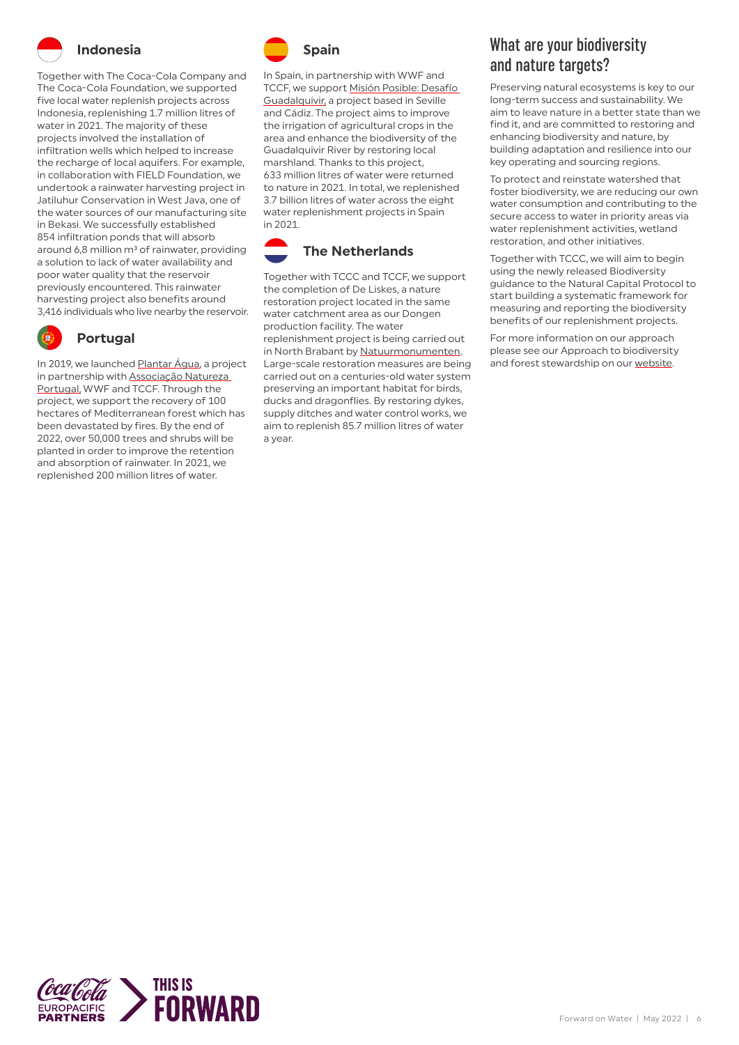## Indonesia

Together with The Coca-Cola Company and The Coca-Cola Foundation, we supported five local water replenish projects across Indonesia, replenishing 1.7 million litres of water in 2021. The majority of these projects involved the installation of infiltration wells which helped to increase the recharge of local aquifers. For example, in collaboration with FIELD Foundation, we undertook a rainwater harvesting project in Jatiluhur Conservation in West Java, one of the water sources of our manufacturing site in Bekasi. We successfully established 854 infiltration ponds that will absorb around 6,8 million m³ of rainwater, providing a solution to lack of water availability and poor water quality that the reservoir previously encountered. This rainwater harvesting project also benefits around 3,416 individuals who live nearby the reservoir.

## Portugal

In 2019, we launched Plantar Água, a project in partnership with Associação Natureza Portugal, WWF and TCCF. Through the project, we support the recovery of 100 hectares of Mediterranean forest which has been devastated by fires. By the end of 2022, over 50,000 trees and shrubs will be planted in order to improve the retention and absorption of rainwater. In 2021, we replenished 200 million litres of water.

## Spain

In Spain, in partnership with WWF and TCCF, we support Misión Posible: Desafío Guadalquivir, a project based in Seville and Cádiz. The project aims to improve the irrigation of agricultural crops in the area and enhance the biodiversity of the Guadalquivir River by restoring local marshland. Thanks to this project, 633 million litres of water were returned to nature in 2021. In total, we replenished 3.7 billion litres of water across the eight water replenishment projects in Spain in 2021.

## The Netherlands

Together with TCCC and TCCF, we support the completion of De Liskes, a nature restoration project located in the same water catchment area as our Dongen production facility. The water replenishment project is being carried out in North Brabant by Natuurmonumenten. Large-scale restoration measures are being carried out on a centuries-old water system preserving an important habitat for birds, ducks and dragonflies. By restoring dykes, supply ditches and water control works, we aim to replenish 85.7 million litres of water a year.

## What are your biodiversity and nature targets?

Preserving natural ecosystems is key to our long-term success and sustainability. We aim to leave nature in a better state than we find it, and are committed to restoring and enhancing biodiversity and nature, by building adaptation and resilience into our key operating and sourcing regions.

To protect and reinstate watershed that foster biodiversity, we are reducing our own water consumption and contributing to the secure access to water in priority areas via water replenishment activities, wetland restoration, and other initiatives.

Together with TCCC, we will aim to begin using the newly released Biodiversity guidance to the Natural Capital Protocol to start building a systematic framework for measuring and reporting the biodiversity benefits of our replenishment projects.

For more information on our approach please see our Approach to biodiversity and forest stewardship on our website.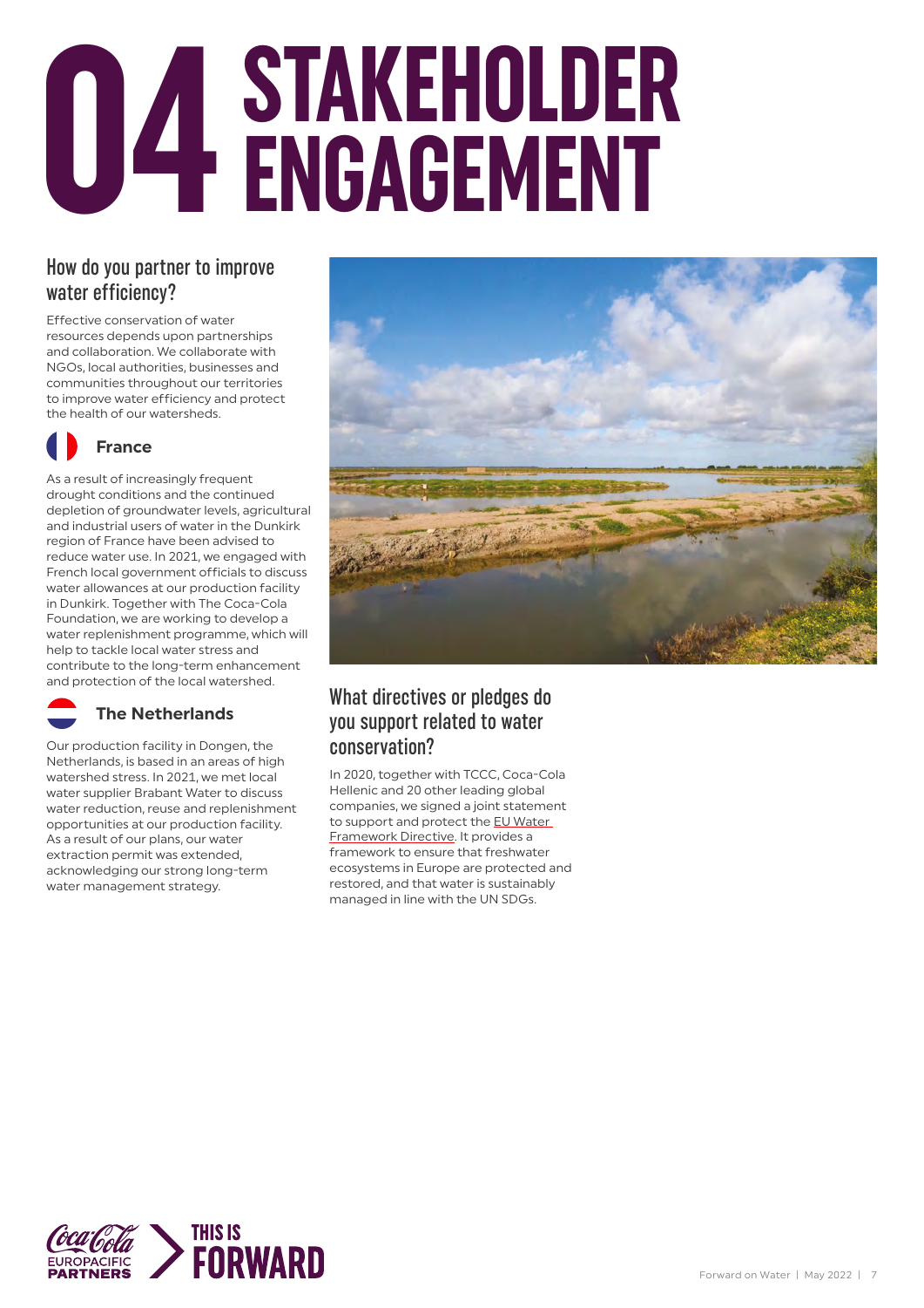# 04 STAKEHOLDER ENGAGEMENT

## How do you partner to improve water efficiency?

Effective conservation of water resources depends upon partnerships and collaboration. We collaborate with NGOs, local authorities, businesses and communities throughout our territories to improve water efficiency and protect the health of our watersheds.

### France

As a result of increasingly frequent drought conditions and the continued depletion of groundwater levels, agricultural and industrial users of water in the Dunkirk region of France have been advised to reduce water use. In 2021, we engaged with French local government officials to discuss water allowances at our production facility in Dunkirk. Together with The Coca-Cola Foundation, we are working to develop a water replenishment programme, which will help to tackle local water stress and contribute to the long-term enhancement and protection of the local watershed.

### The Netherlands

Our production facility in Dongen, the Netherlands, is based in an areas of high watershed stress. In 2021, we met local water supplier Brabant Water to discuss water reduction, reuse and replenishment opportunities at our production facility. As a result of our plans, our water extraction permit was extended, acknowledging our strong long-term water management strategy.

## What directives or pledges do you support related to water conservation?

In 2020, together with TCCC, Coca-Cola Hellenic and 20 other leading global companies, we signed a joint statement to support and protect the EU Water Framework Directive. It provides a framework to ensure that freshwater ecosystems in Europe are protected and restored, and that water is sustainably managed in line with the UN SDGs.